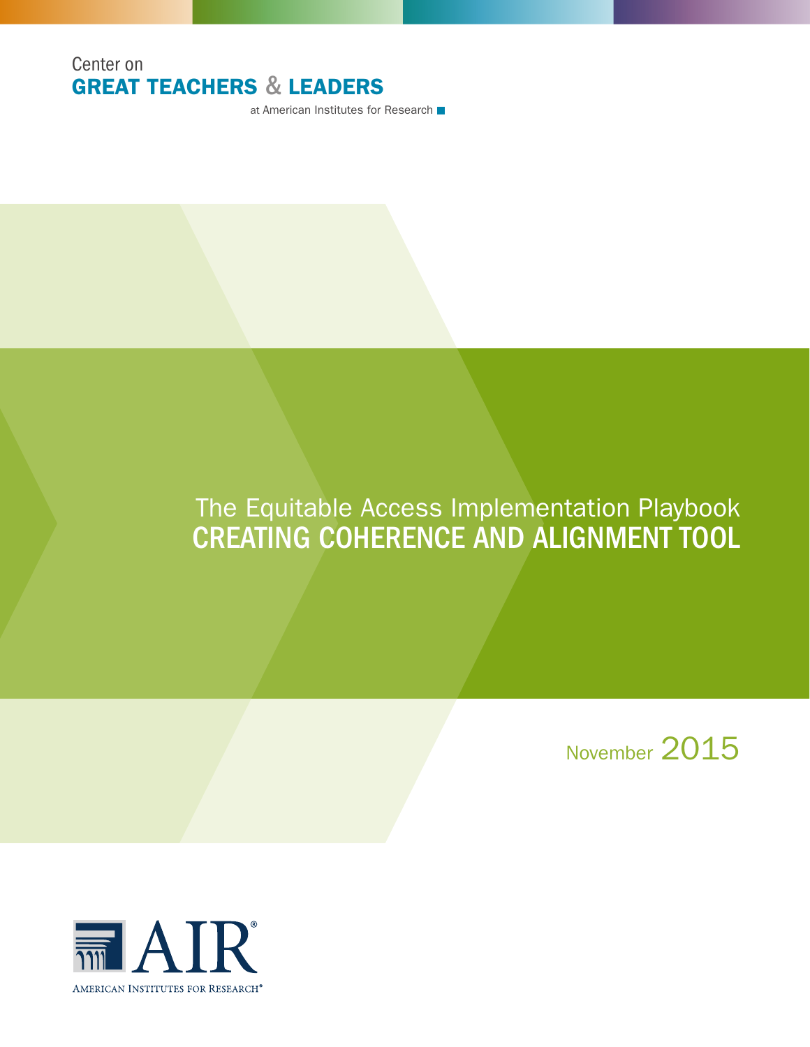Center on
**GREAT TEACHERS & LEADERS**
at American Institutes for Research

# The Equitable Access Implementation Playbook
# CREATING COHERENCE AND ALIGNMENT TOOL

November 2015

AIR®
AMERICAN INSTITUTES FOR RESEARCH®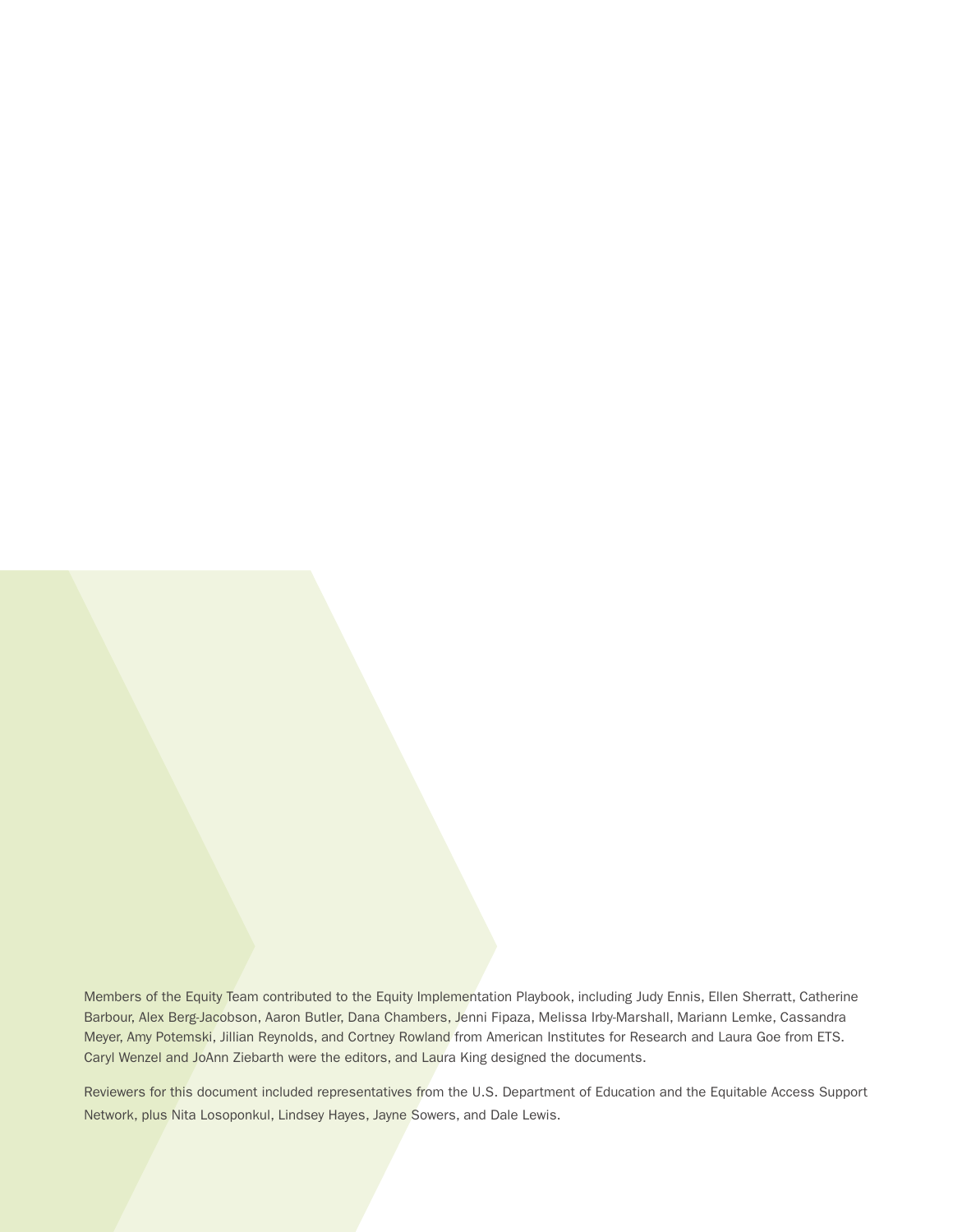Members of the Equity Team contributed to the Equity Implementation Playbook, including Judy Ennis, Ellen Sherratt, Catherine Barbour, Alex Berg-Jacobson, Aaron Butler, Dana Chambers, Jenni Fipaza, Melissa Irby-Marshall, Mariann Lemke, Cassandra Meyer, Amy Potemski, Jillian Reynolds, and Cortney Rowland from American Institutes for Research and Laura Goe from ETS. Caryl Wenzel and JoAnn Ziebarth were the editors, and Laura King designed the documents.

Reviewers for this document included representatives from the U.S. Department of Education and the Equitable Access Support Network, plus Nita Losoponkul, Lindsey Hayes, Jayne Sowers, and Dale Lewis.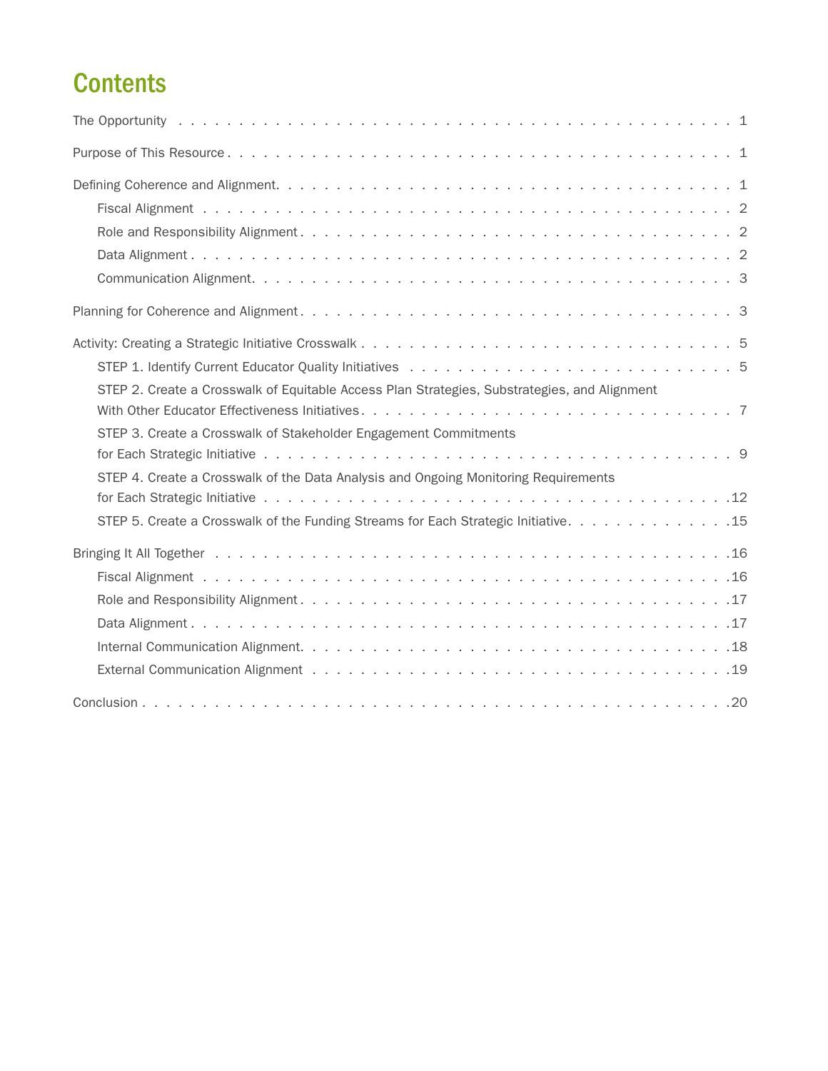# Contents

The Opportunity . . . . . . . . . . . . . . . . . . . . . . . . . . . . . . . . . . . . . . . . 1

Purpose of This Resource . . . . . . . . . . . . . . . . . . . . . . . . . . . . . . . . . . . 1

Defining Coherence and Alignment. . . . . . . . . . . . . . . . . . . . . . . . . . . . . . 1

- Fiscal Alignment . . . . . . . . . . . . . . . . . . . . . . . . . . . . . . . . . . . . . 2
- Role and Responsibility Alignment . . . . . . . . . . . . . . . . . . . . . . . . . . . 2
- Data Alignment . . . . . . . . . . . . . . . . . . . . . . . . . . . . . . . . . . . . . . 2
- Communication Alignment. . . . . . . . . . . . . . . . . . . . . . . . . . . . . . . . 3

Planning for Coherence and Alignment . . . . . . . . . . . . . . . . . . . . . . . . . . . 3

Activity: Creating a Strategic Initiative Crosswalk . . . . . . . . . . . . . . . . . . . . 5

- STEP 1. Identify Current Educator Quality Initiatives . . . . . . . . . . . . . . . . . 5
- STEP 2. Create a Crosswalk of Equitable Access Plan Strategies, Substrategies, and Alignment With Other Educator Effectiveness Initiatives . . . . . . . . . . . . . . . . . 7
- STEP 3. Create a Crosswalk of Stakeholder Engagement Commitments for Each Strategic Initiative . . . . . . . . . . . . . . . . . . . . . . . . . . . . . . . . 9
- STEP 4. Create a Crosswalk of the Data Analysis and Ongoing Monitoring Requirements for Each Strategic Initiative . . . . . . . . . . . . . . . . . . . . . . . . . . . . . . . 12
- STEP 5. Create a Crosswalk of the Funding Streams for Each Strategic Initiative. . . . . . 15

Bringing It All Together . . . . . . . . . . . . . . . . . . . . . . . . . . . . . . . . . . . 16

- Fiscal Alignment . . . . . . . . . . . . . . . . . . . . . . . . . . . . . . . . . . . . . 16
- Role and Responsibility Alignment . . . . . . . . . . . . . . . . . . . . . . . . . . . 17
- Data Alignment . . . . . . . . . . . . . . . . . . . . . . . . . . . . . . . . . . . . . . 17
- Internal Communication Alignment. . . . . . . . . . . . . . . . . . . . . . . . . . . 18
- External Communication Alignment . . . . . . . . . . . . . . . . . . . . . . . . . . 19

Conclusion . . . . . . . . . . . . . . . . . . . . . . . . . . . . . . . . . . . . . . . . . . 20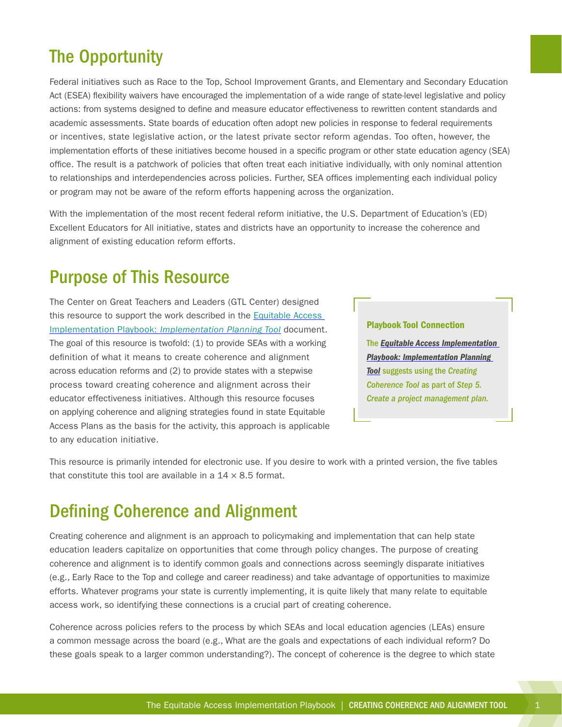## The Opportunity

Federal initiatives such as Race to the Top, School Improvement Grants, and Elementary and Secondary Education Act (ESEA) flexibility waivers have encouraged the implementation of a wide range of state-level legislative and policy actions: from systems designed to define and measure educator effectiveness to rewritten content standards and academic assessments. State boards of education often adopt new policies in response to federal requirements or incentives, state legislative action, or the latest private sector reform agendas. Too often, however, the implementation efforts of these initiatives become housed in a specific program or other state education agency (SEA) office. The result is a patchwork of policies that often treat each initiative individually, with only nominal attention to relationships and interdependencies across policies. Further, SEA offices implementing each individual policy or program may not be aware of the reform efforts happening across the organization.

With the implementation of the most recent federal reform initiative, the U.S. Department of Education's (ED) Excellent Educators for All initiative, states and districts have an opportunity to increase the coherence and alignment of existing education reform efforts.

## Purpose of This Resource

The Center on Great Teachers and Leaders (GTL Center) designed this resource to support the work described in the Equitable Access Implementation Playbook: *Implementation Planning Tool* document. The goal of this resource is twofold: (1) to provide SEAs with a working definition of what it means to create coherence and alignment across education reforms and (2) to provide states with a stepwise process toward creating coherence and alignment across their educator effectiveness initiatives. Although this resource focuses on applying coherence and aligning strategies found in state Equitable Access Plans as the basis for the activity, this approach is applicable to any education initiative.

> **Playbook Tool Connection**
>
> **The *Equitable Access Implementation Playbook: Implementation Planning Tool* suggests using the *Creating Coherence Tool* as part of *Step 5. Create a project management plan.***

This resource is primarily intended for electronic use. If you desire to work with a printed version, the five tables that constitute this tool are available in a 14 × 8.5 format.

## Defining Coherence and Alignment

Creating coherence and alignment is an approach to policymaking and implementation that can help state education leaders capitalize on opportunities that come through policy changes. The purpose of creating coherence and alignment is to identify common goals and connections across seemingly disparate initiatives (e.g., Early Race to the Top and college and career readiness) and take advantage of opportunities to maximize efforts. Whatever programs your state is currently implementing, it is quite likely that many relate to equitable access work, so identifying these connections is a crucial part of creating coherence.

Coherence across policies refers to the process by which SEAs and local education agencies (LEAs) ensure a common message across the board (e.g., What are the goals and expectations of each individual reform? Do these goals speak to a larger common understanding?). The concept of coherence is the degree to which state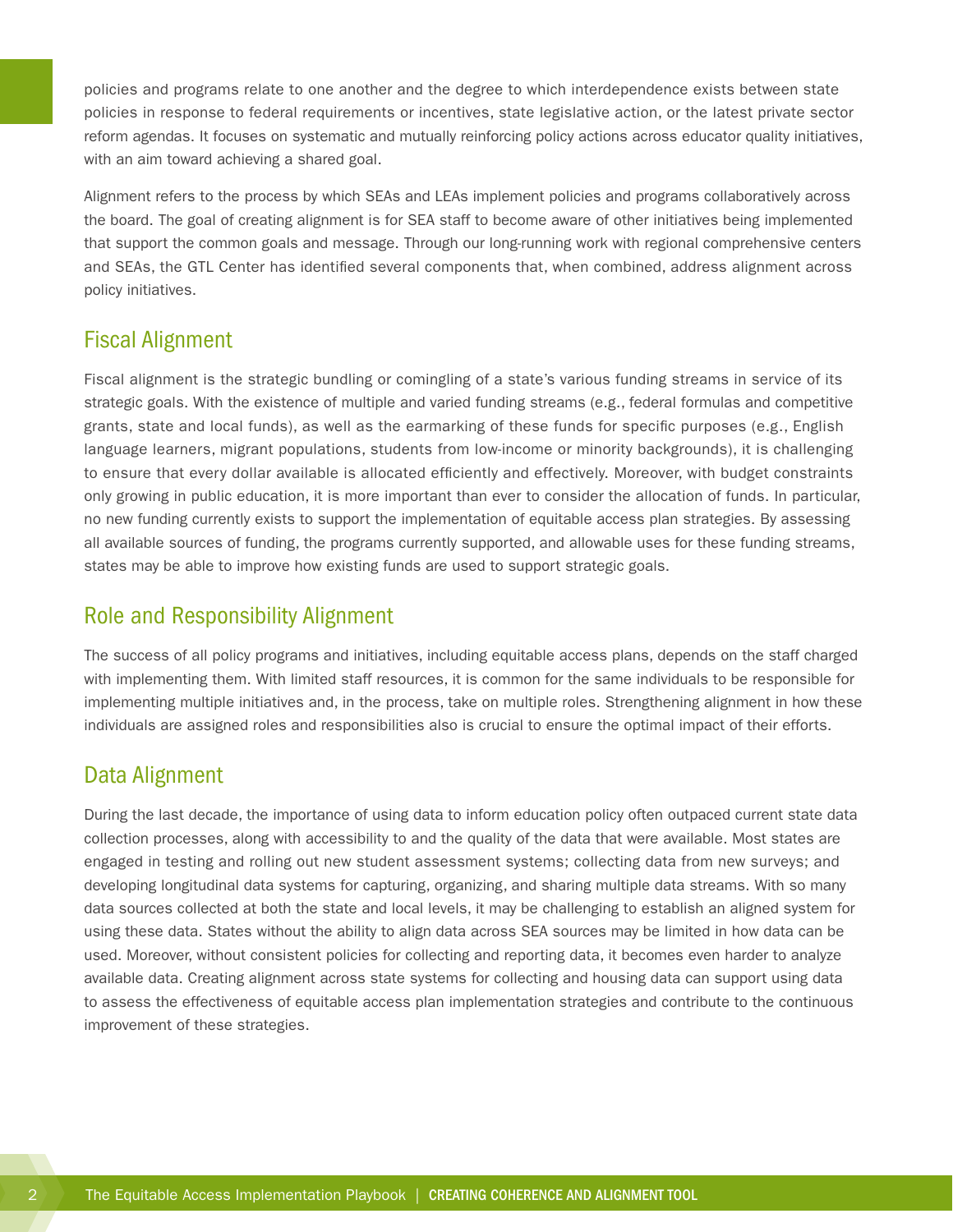policies and programs relate to one another and the degree to which interdependence exists between state policies in response to federal requirements or incentives, state legislative action, or the latest private sector reform agendas. It focuses on systematic and mutually reinforcing policy actions across educator quality initiatives, with an aim toward achieving a shared goal.

Alignment refers to the process by which SEAs and LEAs implement policies and programs collaboratively across the board. The goal of creating alignment is for SEA staff to become aware of other initiatives being implemented that support the common goals and message. Through our long-running work with regional comprehensive centers and SEAs, the GTL Center has identified several components that, when combined, address alignment across policy initiatives.

## Fiscal Alignment

Fiscal alignment is the strategic bundling or comingling of a state's various funding streams in service of its strategic goals. With the existence of multiple and varied funding streams (e.g., federal formulas and competitive grants, state and local funds), as well as the earmarking of these funds for specific purposes (e.g., English language learners, migrant populations, students from low-income or minority backgrounds), it is challenging to ensure that every dollar available is allocated efficiently and effectively. Moreover, with budget constraints only growing in public education, it is more important than ever to consider the allocation of funds. In particular, no new funding currently exists to support the implementation of equitable access plan strategies. By assessing all available sources of funding, the programs currently supported, and allowable uses for these funding streams, states may be able to improve how existing funds are used to support strategic goals.

## Role and Responsibility Alignment

The success of all policy programs and initiatives, including equitable access plans, depends on the staff charged with implementing them. With limited staff resources, it is common for the same individuals to be responsible for implementing multiple initiatives and, in the process, take on multiple roles. Strengthening alignment in how these individuals are assigned roles and responsibilities also is crucial to ensure the optimal impact of their efforts.

## Data Alignment

During the last decade, the importance of using data to inform education policy often outpaced current state data collection processes, along with accessibility to and the quality of the data that were available. Most states are engaged in testing and rolling out new student assessment systems; collecting data from new surveys; and developing longitudinal data systems for capturing, organizing, and sharing multiple data streams. With so many data sources collected at both the state and local levels, it may be challenging to establish an aligned system for using these data. States without the ability to align data across SEA sources may be limited in how data can be used. Moreover, without consistent policies for collecting and reporting data, it becomes even harder to analyze available data. Creating alignment across state systems for collecting and housing data can support using data to assess the effectiveness of equitable access plan implementation strategies and contribute to the continuous improvement of these strategies.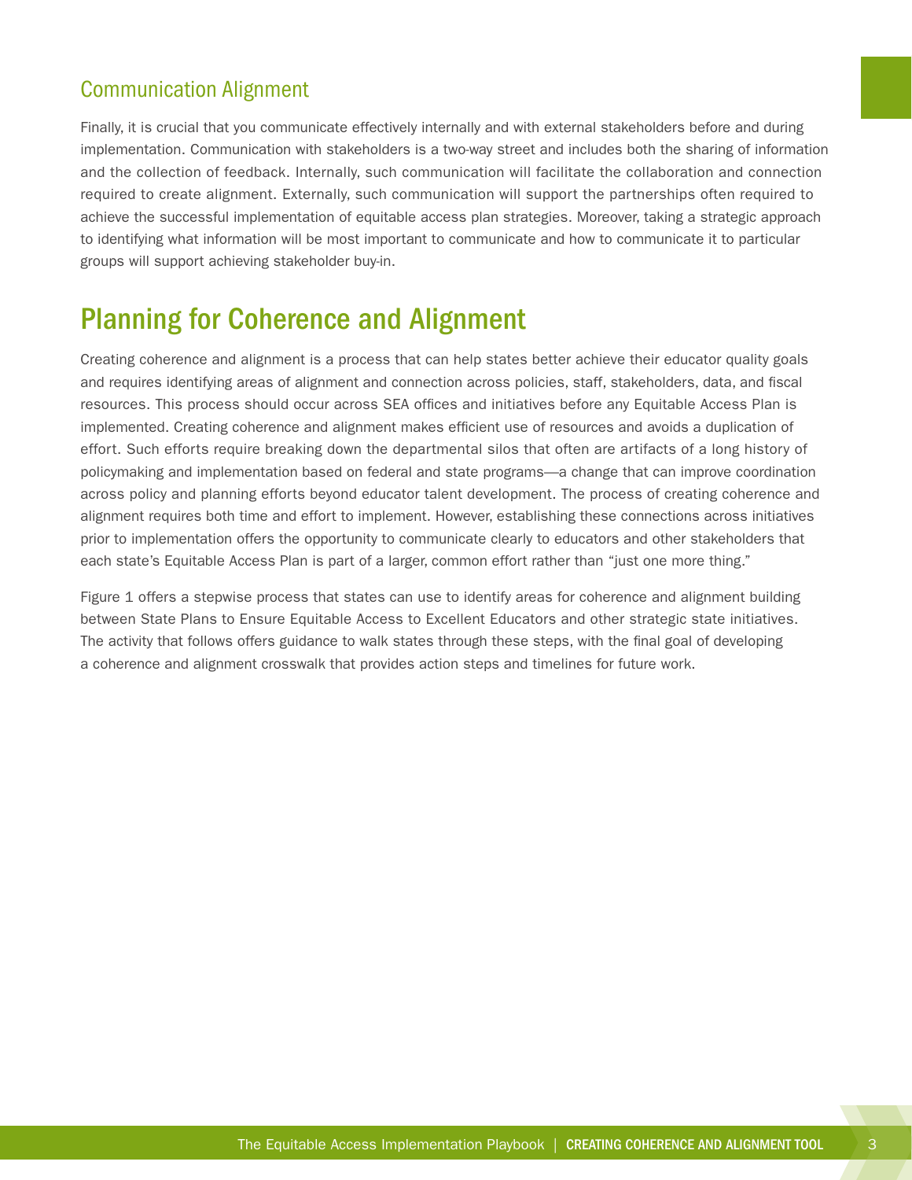### Communication Alignment

Finally, it is crucial that you communicate effectively internally and with external stakeholders before and during implementation. Communication with stakeholders is a two-way street and includes both the sharing of information and the collection of feedback. Internally, such communication will facilitate the collaboration and connection required to create alignment. Externally, such communication will support the partnerships often required to achieve the successful implementation of equitable access plan strategies. Moreover, taking a strategic approach to identifying what information will be most important to communicate and how to communicate it to particular groups will support achieving stakeholder buy-in.

## Planning for Coherence and Alignment

Creating coherence and alignment is a process that can help states better achieve their educator quality goals and requires identifying areas of alignment and connection across policies, staff, stakeholders, data, and fiscal resources. This process should occur across SEA offices and initiatives before any Equitable Access Plan is implemented. Creating coherence and alignment makes efficient use of resources and avoids a duplication of effort. Such efforts require breaking down the departmental silos that often are artifacts of a long history of policymaking and implementation based on federal and state programs—a change that can improve coordination across policy and planning efforts beyond educator talent development. The process of creating coherence and alignment requires both time and effort to implement. However, establishing these connections across initiatives prior to implementation offers the opportunity to communicate clearly to educators and other stakeholders that each state's Equitable Access Plan is part of a larger, common effort rather than "just one more thing."

Figure 1 offers a stepwise process that states can use to identify areas for coherence and alignment building between State Plans to Ensure Equitable Access to Excellent Educators and other strategic state initiatives. The activity that follows offers guidance to walk states through these steps, with the final goal of developing a coherence and alignment crosswalk that provides action steps and timelines for future work.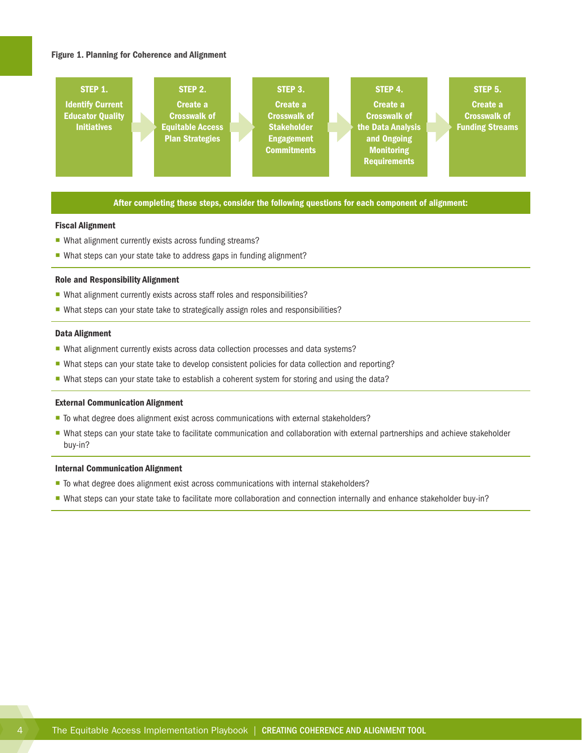**Figure 1. Planning for Coherence and Alignment**

**STEP 1.** Identify Current Educator Quality Initiatives → **STEP 2.** Create a Crosswalk of Equitable Access Plan Strategies → **STEP 3.** Create a Crosswalk of Stakeholder Engagement Commitments → **STEP 4.** Create a Crosswalk of the Data Analysis and Ongoing Monitoring Requirements → **STEP 5.** Create a Crosswalk of Funding Streams

**After completing these steps, consider the following questions for each component of alignment:**

**Fiscal Alignment**

- What alignment currently exists across funding streams?
- What steps can your state take to address gaps in funding alignment?

**Role and Responsibility Alignment**

- What alignment currently exists across staff roles and responsibilities?
- What steps can your state take to strategically assign roles and responsibilities?

**Data Alignment**

- What alignment currently exists across data collection processes and data systems?
- What steps can your state take to develop consistent policies for data collection and reporting?
- What steps can your state take to establish a coherent system for storing and using the data?

**External Communication Alignment**

- To what degree does alignment exist across communications with external stakeholders?
- What steps can your state take to facilitate communication and collaboration with external partnerships and achieve stakeholder buy-in?

**Internal Communication Alignment**

- To what degree does alignment exist across communications with internal stakeholders?
- What steps can your state take to facilitate more collaboration and connection internally and enhance stakeholder buy-in?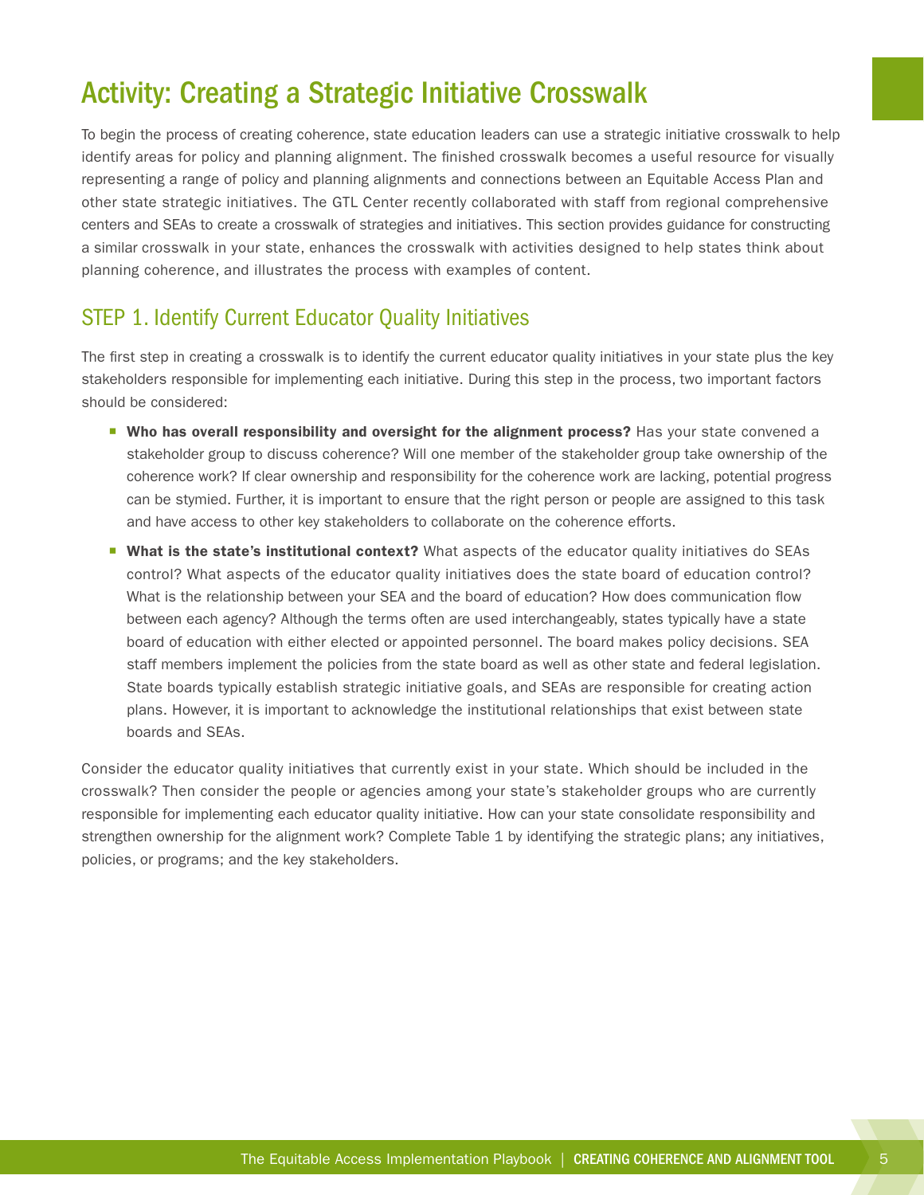# Activity: Creating a Strategic Initiative Crosswalk

To begin the process of creating coherence, state education leaders can use a strategic initiative crosswalk to help identify areas for policy and planning alignment. The finished crosswalk becomes a useful resource for visually representing a range of policy and planning alignments and connections between an Equitable Access Plan and other state strategic initiatives. The GTL Center recently collaborated with staff from regional comprehensive centers and SEAs to create a crosswalk of strategies and initiatives. This section provides guidance for constructing a similar crosswalk in your state, enhances the crosswalk with activities designed to help states think about planning coherence, and illustrates the process with examples of content.

## STEP 1. Identify Current Educator Quality Initiatives

The first step in creating a crosswalk is to identify the current educator quality initiatives in your state plus the key stakeholders responsible for implementing each initiative. During this step in the process, two important factors should be considered:

- **Who has overall responsibility and oversight for the alignment process?** Has your state convened a stakeholder group to discuss coherence? Will one member of the stakeholder group take ownership of the coherence work? If clear ownership and responsibility for the coherence work are lacking, potential progress can be stymied. Further, it is important to ensure that the right person or people are assigned to this task and have access to other key stakeholders to collaborate on the coherence efforts.
- **What is the state's institutional context?** What aspects of the educator quality initiatives do SEAs control? What aspects of the educator quality initiatives does the state board of education control? What is the relationship between your SEA and the board of education? How does communication flow between each agency? Although the terms often are used interchangeably, states typically have a state board of education with either elected or appointed personnel. The board makes policy decisions. SEA staff members implement the policies from the state board as well as other state and federal legislation. State boards typically establish strategic initiative goals, and SEAs are responsible for creating action plans. However, it is important to acknowledge the institutional relationships that exist between state boards and SEAs.

Consider the educator quality initiatives that currently exist in your state. Which should be included in the crosswalk? Then consider the people or agencies among your state's stakeholder groups who are currently responsible for implementing each educator quality initiative. How can your state consolidate responsibility and strengthen ownership for the alignment work? Complete Table 1 by identifying the strategic plans; any initiatives, policies, or programs; and the key stakeholders.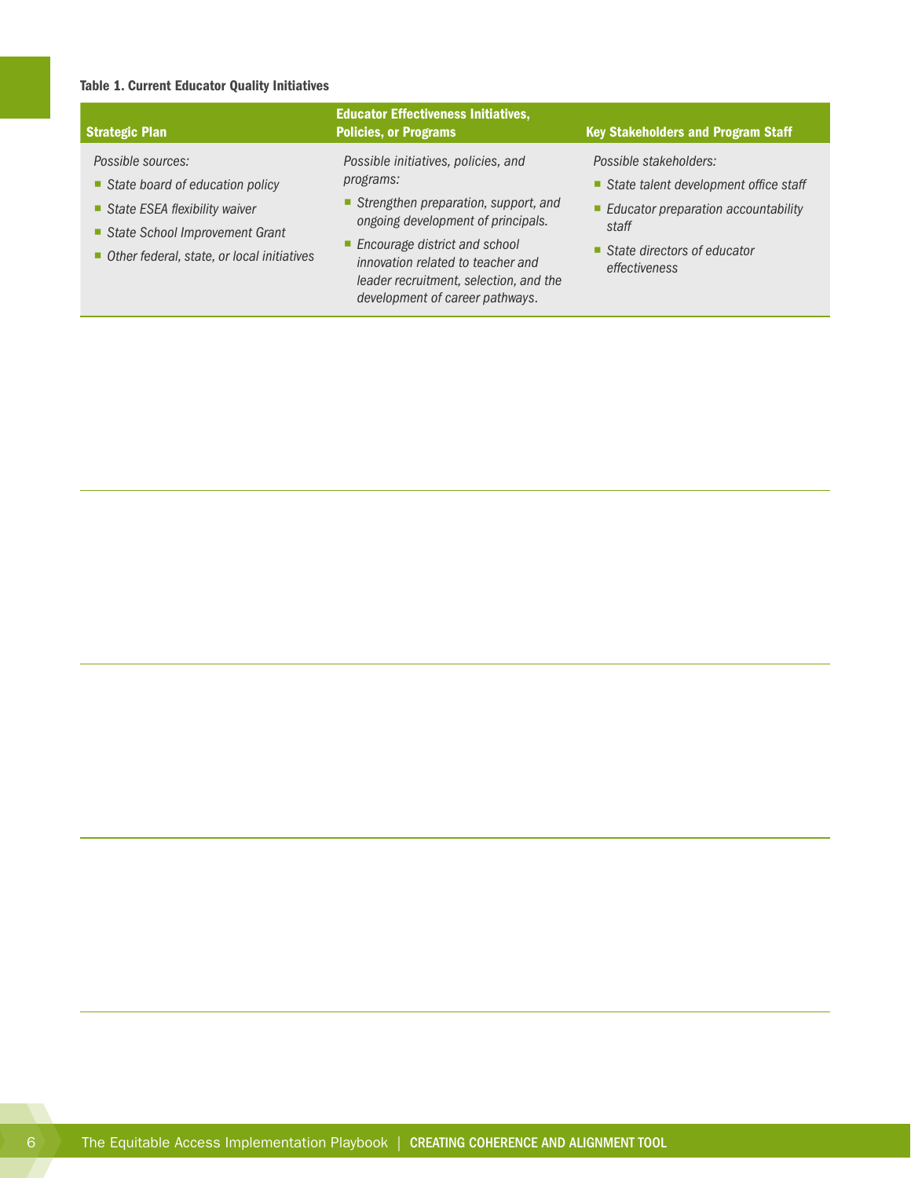**Table 1. Current Educator Quality Initiatives**

| Strategic Plan | Educator Effectiveness Initiatives, Policies, or Programs | Key Stakeholders and Program Staff |
|---|---|---|
| *Possible sources:*<br>▪ *State board of education policy*<br>▪ *State ESEA flexibility waiver*<br>▪ *State School Improvement Grant*<br>▪ *Other federal, state, or local initiatives* | *Possible initiatives, policies, and programs:*<br>▪ *Strengthen preparation, support, and ongoing development of principals.*<br>▪ *Encourage district and school innovation related to teacher and leader recruitment, selection, and the development of career pathways.* | *Possible stakeholders:*<br>▪ *State talent development office staff*<br>▪ *Educator preparation accountability staff*<br>▪ *State directors of educator effectiveness* |
| | | |
| | | |
| | | |
| | | |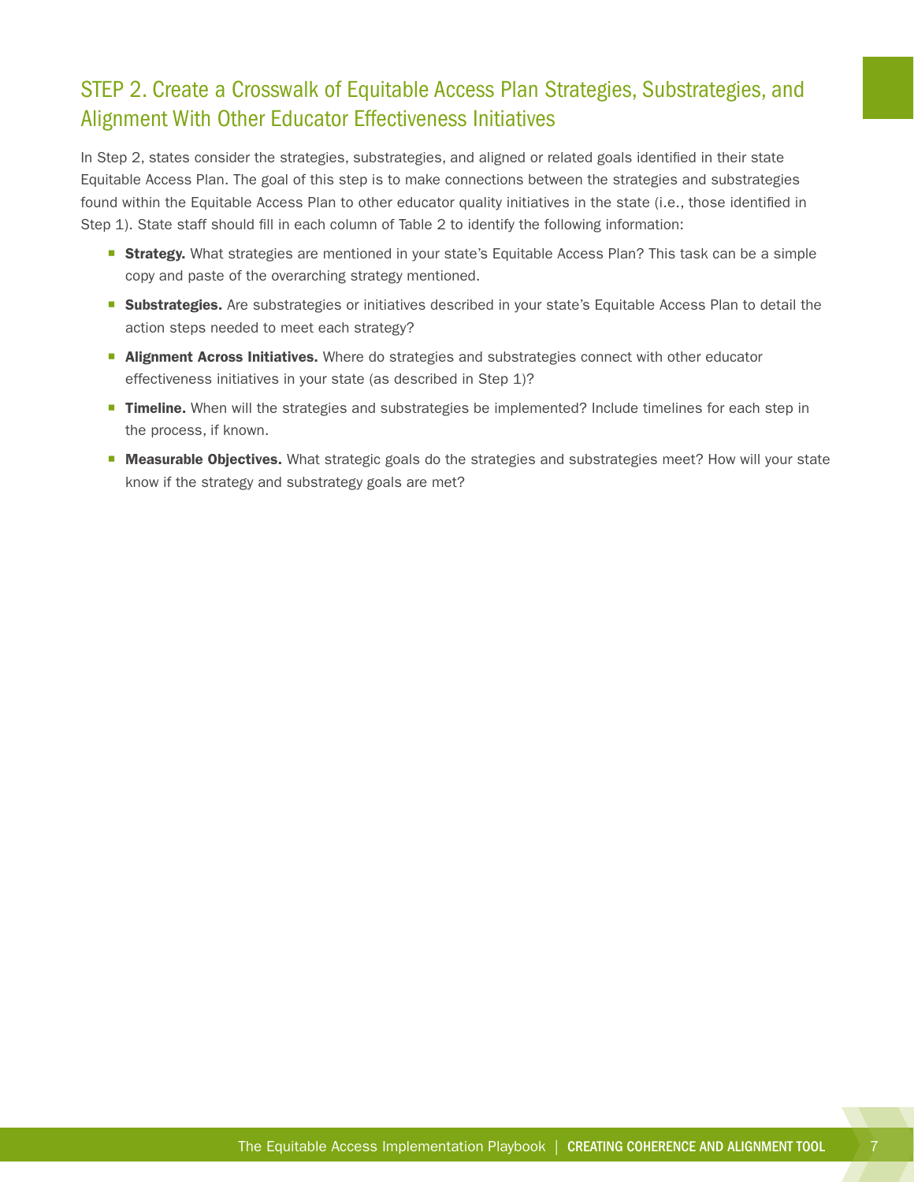## STEP 2. Create a Crosswalk of Equitable Access Plan Strategies, Substrategies, and Alignment With Other Educator Effectiveness Initiatives

In Step 2, states consider the strategies, substrategies, and aligned or related goals identified in their state Equitable Access Plan. The goal of this step is to make connections between the strategies and substrategies found within the Equitable Access Plan to other educator quality initiatives in the state (i.e., those identified in Step 1). State staff should fill in each column of Table 2 to identify the following information:

- **Strategy.** What strategies are mentioned in your state's Equitable Access Plan? This task can be a simple copy and paste of the overarching strategy mentioned.
- **Substrategies.** Are substrategies or initiatives described in your state's Equitable Access Plan to detail the action steps needed to meet each strategy?
- **Alignment Across Initiatives.** Where do strategies and substrategies connect with other educator effectiveness initiatives in your state (as described in Step 1)?
- **Timeline.** When will the strategies and substrategies be implemented? Include timelines for each step in the process, if known.
- **Measurable Objectives.** What strategic goals do the strategies and substrategies meet? How will your state know if the strategy and substrategy goals are met?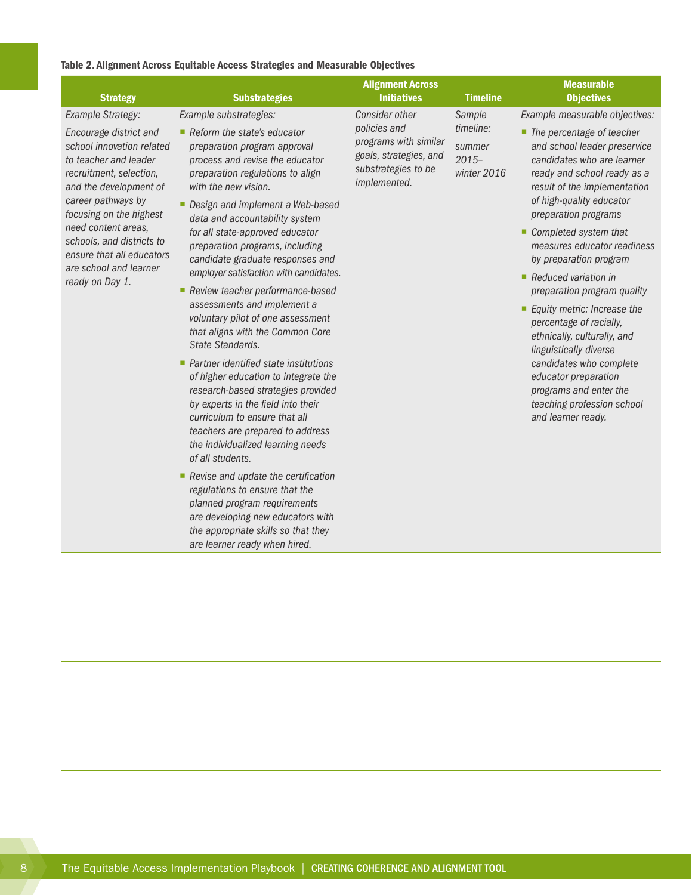**Table 2. Alignment Across Equitable Access Strategies and Measurable Objectives**

| Strategy | Substrategies | Alignment Across Initiatives | Timeline | Measurable Objectives |
|---|---|---|---|---|
| *Example Strategy:*<br><br>*Encourage district and school innovation related to teacher and leader recruitment, selection, and the development of career pathways by focusing on the highest need content areas, schools, and districts to ensure that all educators are school and learner ready on Day 1.* | *Example substrategies:*<br><br>▪ *Reform the state's educator preparation program approval process and revise the educator preparation regulations to align with the new vision.*<br>▪ *Design and implement a Web-based data and accountability system for all state-approved educator preparation programs, including candidate graduate responses and employer satisfaction with candidates.*<br>▪ *Review teacher performance-based assessments and implement a voluntary pilot of one assessment that aligns with the Common Core State Standards.*<br>▪ *Partner identified state institutions of higher education to integrate the research-based strategies provided by experts in the field into their curriculum to ensure that all teachers are prepared to address the individualized learning needs of all students.*<br>▪ *Revise and update the certification regulations to ensure that the planned program requirements are developing new educators with the appropriate skills so that they are learner ready when hired.* | *Consider other policies and programs with similar goals, strategies, and substrategies to be implemented.* | *Sample timeline:*<br><br>*summer 2015–winter 2016* | *Example measurable objectives:*<br><br>▪ *The percentage of teacher and school leader preservice candidates who are learner ready and school ready as a result of the implementation of high-quality educator preparation programs*<br>▪ *Completed system that measures educator readiness by preparation program*<br>▪ *Reduced variation in preparation program quality*<br>▪ *Equity metric: Increase the percentage of racially, ethnically, culturally, and linguistically diverse candidates who complete educator preparation programs and enter the teaching profession school and learner ready.* |
| | | | | |
| | | | | |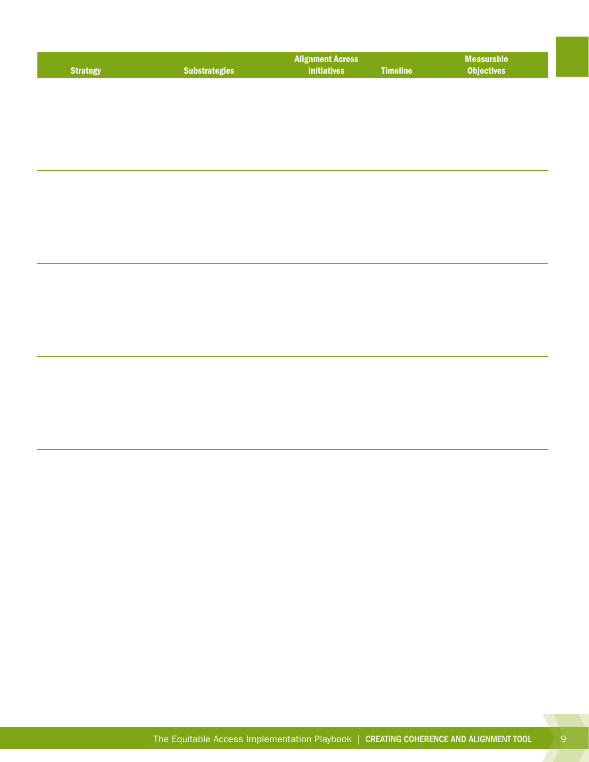| Strategy | Substrategies | Alignment Across Initiatives | Timeline | Measurable Objectives |
|---|---|---|---|---|
| | | | | |
| | | | | |
| | | | | |
| | | | | |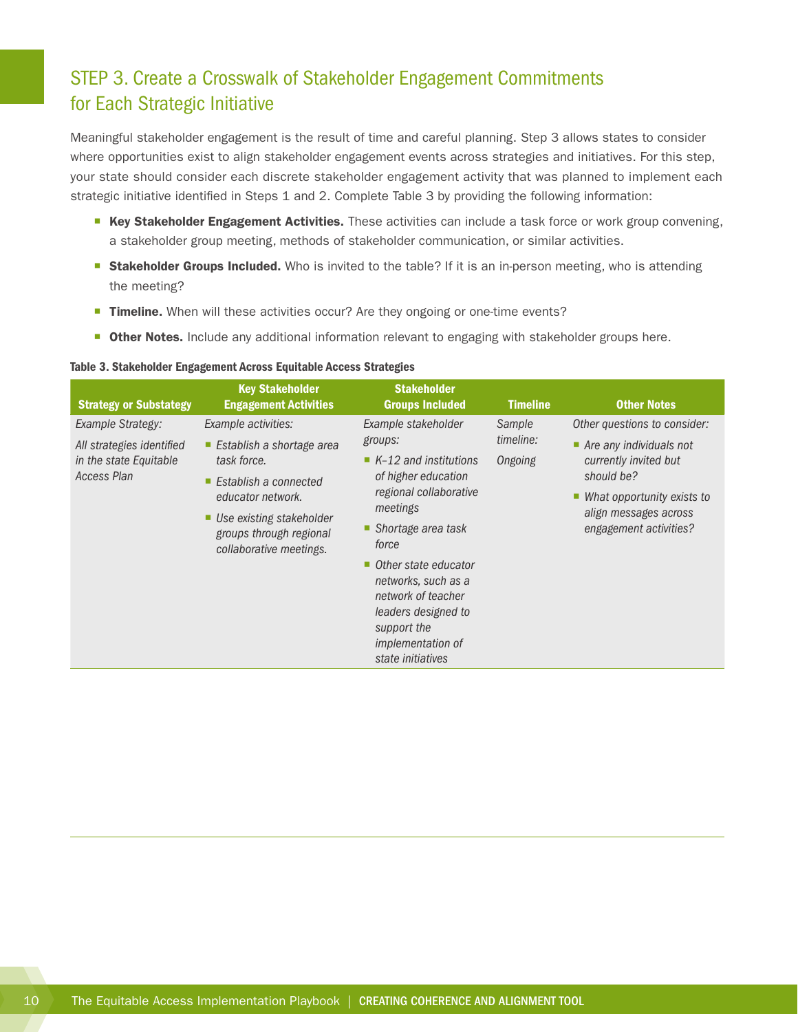## STEP 3. Create a Crosswalk of Stakeholder Engagement Commitments for Each Strategic Initiative

Meaningful stakeholder engagement is the result of time and careful planning. Step 3 allows states to consider where opportunities exist to align stakeholder engagement events across strategies and initiatives. For this step, your state should consider each discrete stakeholder engagement activity that was planned to implement each strategic initiative identified in Steps 1 and 2. Complete Table 3 by providing the following information:

- **Key Stakeholder Engagement Activities.** These activities can include a task force or work group convening, a stakeholder group meeting, methods of stakeholder communication, or similar activities.
- **Stakeholder Groups Included.** Who is invited to the table? If it is an in-person meeting, who is attending the meeting?
- **Timeline.** When will these activities occur? Are they ongoing or one-time events?
- **Other Notes.** Include any additional information relevant to engaging with stakeholder groups here.

**Table 3. Stakeholder Engagement Across Equitable Access Strategies**

| Strategy or Substategy | Key Stakeholder Engagement Activities | Stakeholder Groups Included | Timeline | Other Notes |
|---|---|---|---|---|
| *Example Strategy:*<br><br>*All strategies identified in the state Equitable Access Plan* | *Example activities:*<br>- *Establish a shortage area task force.*<br>- *Establish a connected educator network.*<br>- *Use existing stakeholder groups through regional collaborative meetings.* | *Example stakeholder groups:*<br>- *K–12 and institutions of higher education regional collaborative meetings*<br>- *Shortage area task force*<br>- *Other state educator networks, such as a network of teacher leaders designed to support the implementation of state initiatives* | *Sample timeline:*<br><br>*Ongoing* | *Other questions to consider:*<br>- *Are any individuals not currently invited but should be?*<br>- *What opportunity exists to align messages across engagement activities?* |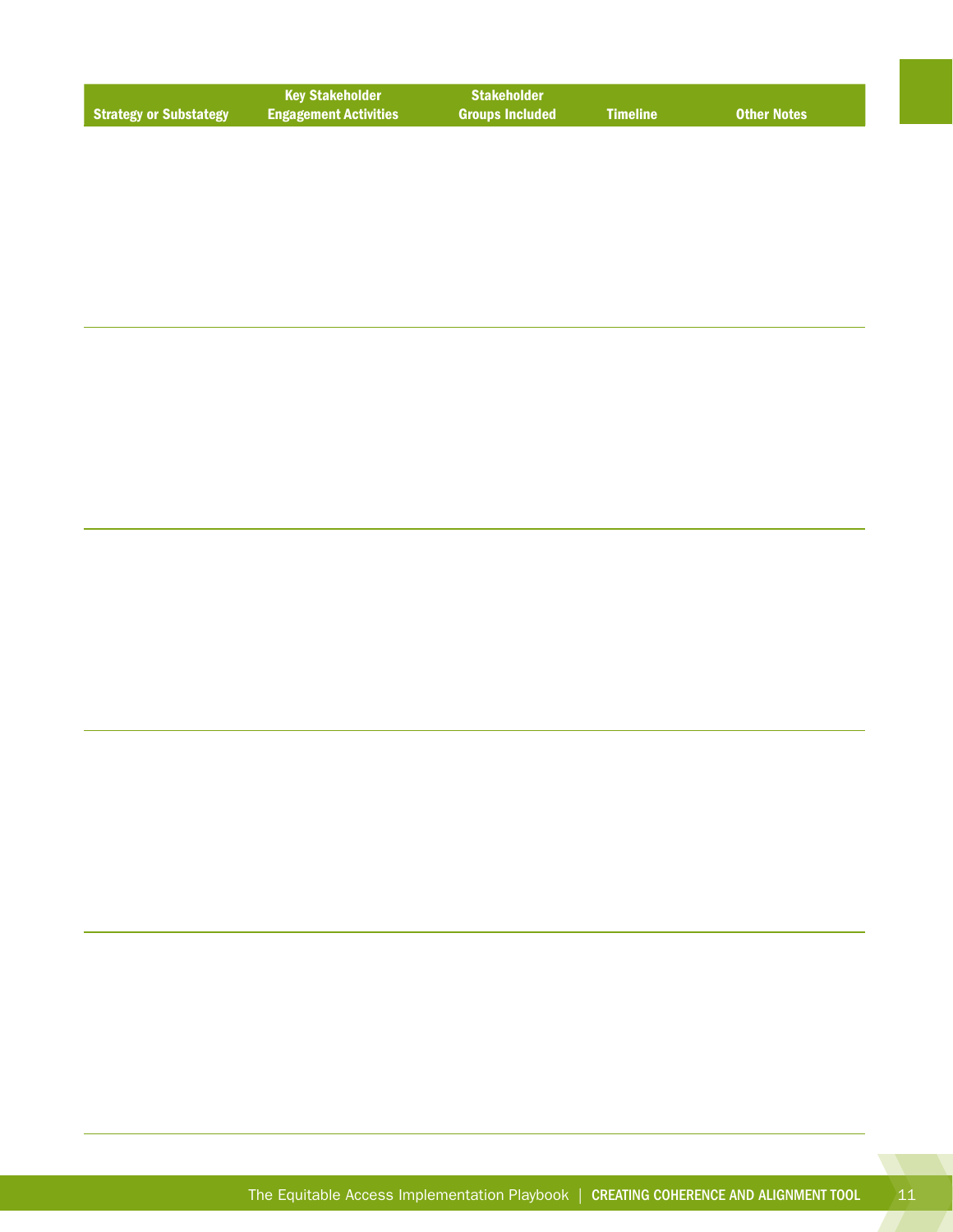| Strategy or Substategy | Key Stakeholder Engagement Activities | Stakeholder Groups Included | Timeline | Other Notes |
|---|---|---|---|---|
| | | | | |
| | | | | |
| | | | | |
| | | | | |
| | | | | |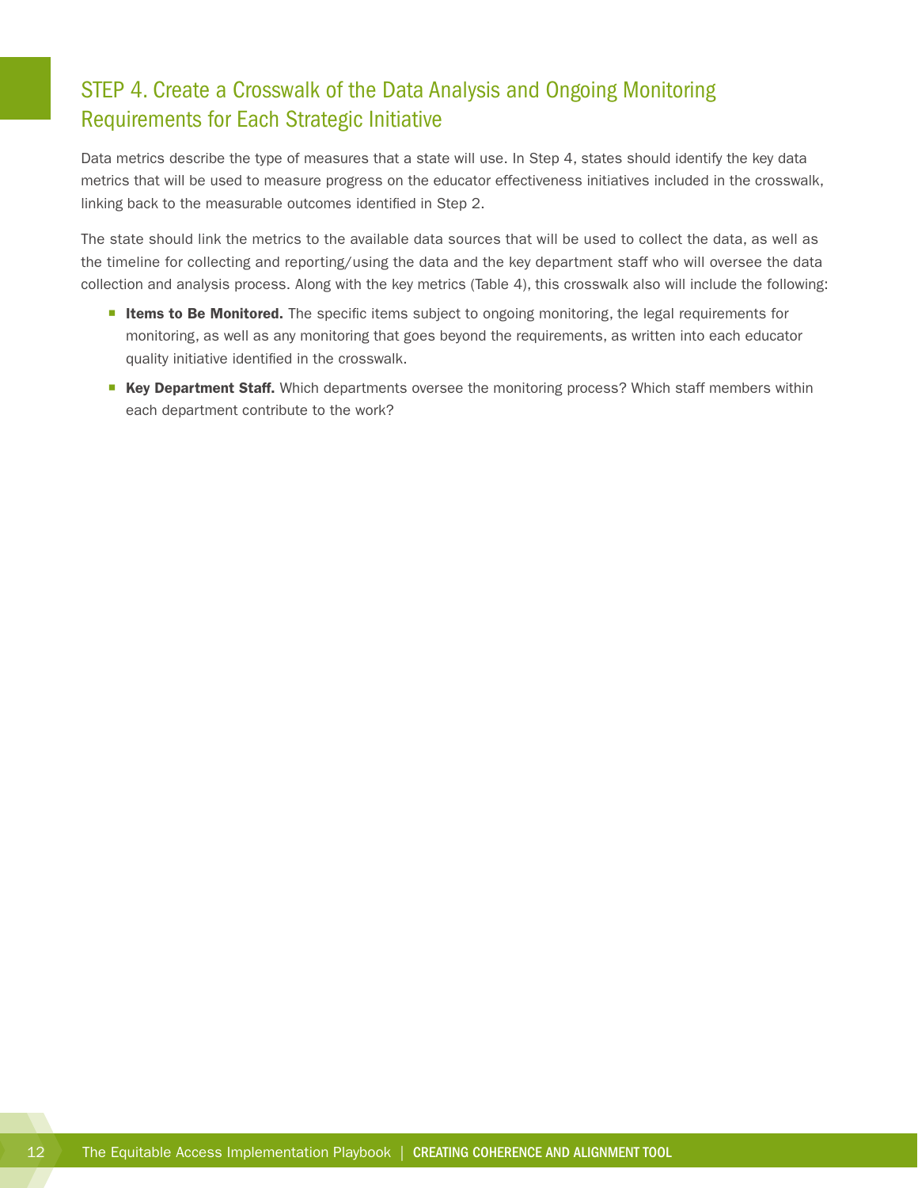## STEP 4. Create a Crosswalk of the Data Analysis and Ongoing Monitoring Requirements for Each Strategic Initiative

Data metrics describe the type of measures that a state will use. In Step 4, states should identify the key data metrics that will be used to measure progress on the educator effectiveness initiatives included in the crosswalk, linking back to the measurable outcomes identified in Step 2.

The state should link the metrics to the available data sources that will be used to collect the data, as well as the timeline for collecting and reporting/using the data and the key department staff who will oversee the data collection and analysis process. Along with the key metrics (Table 4), this crosswalk also will include the following:

- **Items to Be Monitored.** The specific items subject to ongoing monitoring, the legal requirements for monitoring, as well as any monitoring that goes beyond the requirements, as written into each educator quality initiative identified in the crosswalk.
- **Key Department Staff.** Which departments oversee the monitoring process? Which staff members within each department contribute to the work?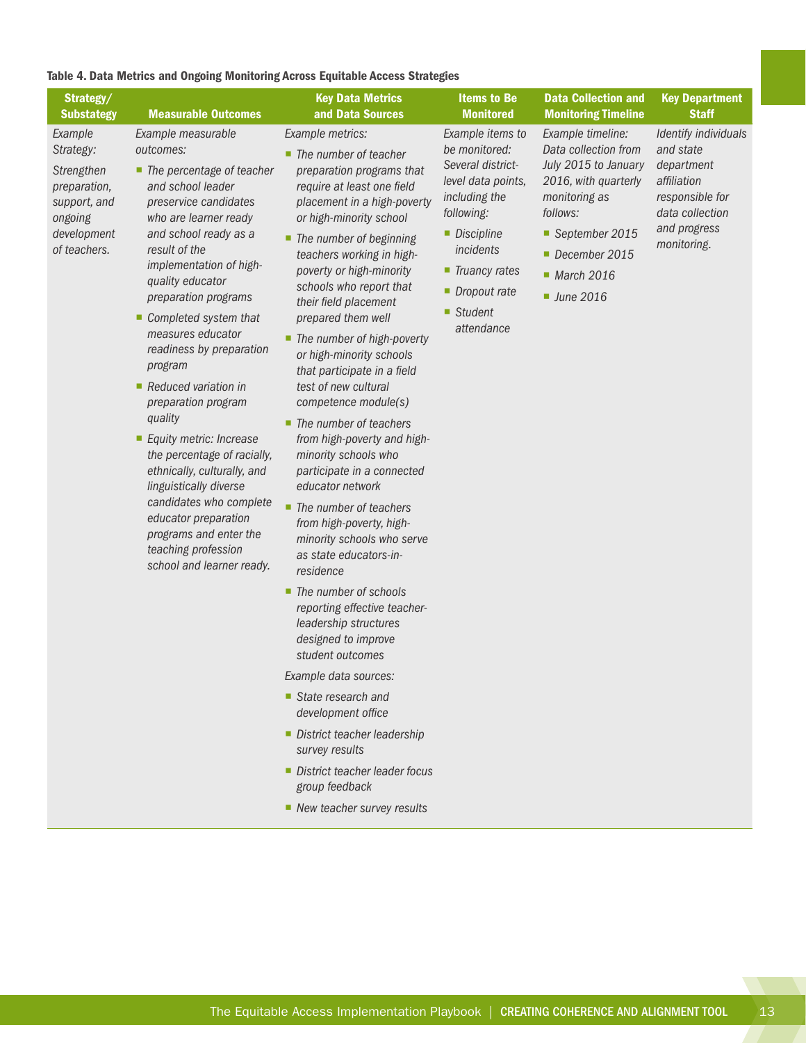**Table 4. Data Metrics and Ongoing Monitoring Across Equitable Access Strategies**

| Strategy/ Substategy | Measurable Outcomes | Key Data Metrics and Data Sources | Items to Be Monitored | Data Collection and Monitoring Timeline | Key Department Staff |
|---|---|---|---|---|---|
| *Example Strategy:*<br><br>*Strengthen preparation, support, and ongoing development of teachers.* | *Example measurable outcomes:*<br>▪ *The percentage of teacher and school leader preservice candidates who are learner ready and school ready as a result of the implementation of high-quality educator preparation programs*<br>▪ *Completed system that measures educator readiness by preparation program*<br>▪ *Reduced variation in preparation program quality*<br>▪ *Equity metric: Increase the percentage of racially, ethnically, culturally, and linguistically diverse candidates who complete educator preparation programs and enter the teaching profession school and learner ready.* | *Example metrics:*<br>▪ *The number of teacher preparation programs that require at least one field placement in a high-poverty or high-minority school*<br>▪ *The number of beginning teachers working in high-poverty or high-minority schools who report that their field placement prepared them well*<br>▪ *The number of high-poverty or high-minority schools that participate in a field test of new cultural competence module(s)*<br>▪ *The number of teachers from high-poverty and high-minority schools who participate in a connected educator network*<br>▪ *The number of teachers from high-poverty, high-minority schools who serve as state educators-in-residence*<br>▪ *The number of schools reporting effective teacher-leadership structures designed to improve student outcomes*<br><br>*Example data sources:*<br>▪ *State research and development office*<br>▪ *District teacher leadership survey results*<br>▪ *District teacher leader focus group feedback*<br>▪ *New teacher survey results* | *Example items to be monitored: Several district-level data points, including the following:*<br>▪ *Discipline incidents*<br>▪ *Truancy rates*<br>▪ *Dropout rate*<br>▪ *Student attendance* | *Example timeline: Data collection from July 2015 to January 2016, with quarterly monitoring as follows:*<br>▪ *September 2015*<br>▪ *December 2015*<br>▪ *March 2016*<br>▪ *June 2016* | *Identify individuals and state department affiliation responsible for data collection and progress monitoring.* |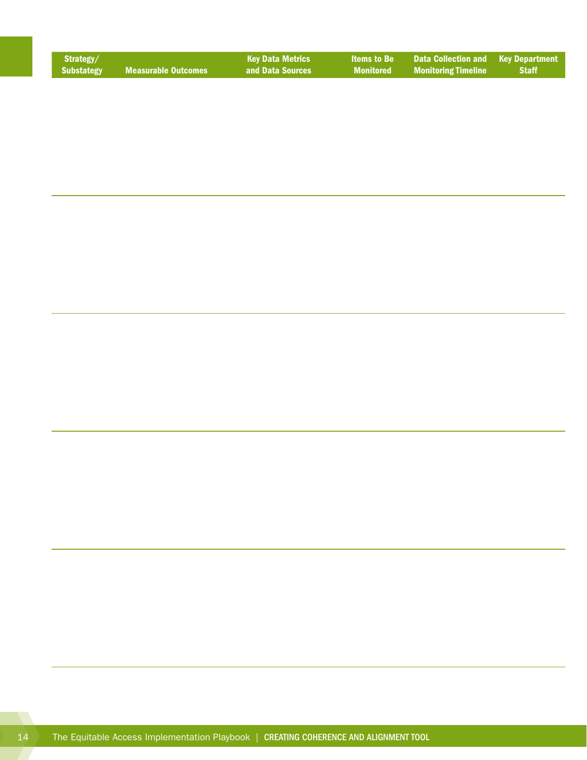| Strategy/ Substategy | Measurable Outcomes | Key Data Metrics and Data Sources | Items to Be Monitored | Data Collection and Monitoring Timeline | Key Department Staff |
|---|---|---|---|---|---|
| | | | | | |
| | | | | | |
| | | | | | |
| | | | | | |
| | | | | | |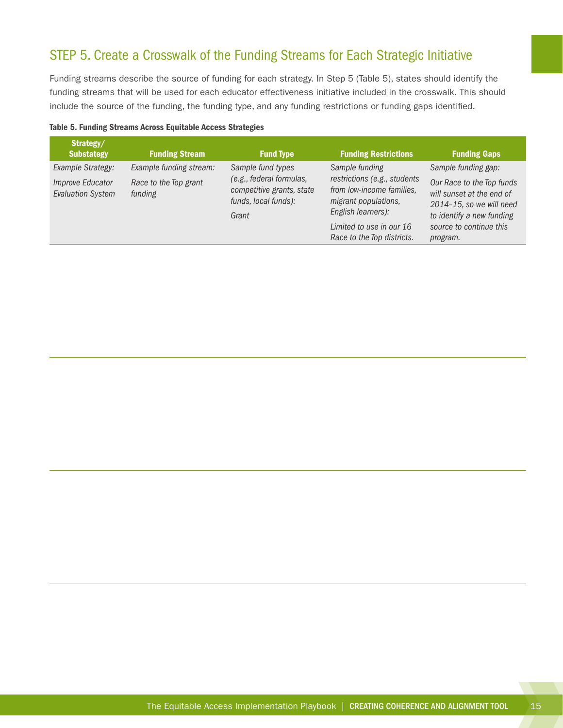## STEP 5. Create a Crosswalk of the Funding Streams for Each Strategic Initiative

Funding streams describe the source of funding for each strategy. In Step 5 (Table 5), states should identify the funding streams that will be used for each educator effectiveness initiative included in the crosswalk. This should include the source of the funding, the funding type, and any funding restrictions or funding gaps identified.

**Table 5. Funding Streams Across Equitable Access Strategies**

| Strategy/ Substategy | Funding Stream | Fund Type | Funding Restrictions | Funding Gaps |
|---|---|---|---|---|
| *Example Strategy:* *Improve Educator Evaluation System* | *Example funding stream:* *Race to the Top grant funding* | *Sample fund types (e.g., federal formulas, competitive grants, state funds, local funds):* *Grant* | *Sample funding restrictions (e.g., students from low-income families, migrant populations, English learners):* *Limited to use in our 16 Race to the Top districts.* | *Sample funding gap:* *Our Race to the Top funds will sunset at the end of 2014–15, so we will need to identify a new funding source to continue this program.* |
| | | | | |
| | | | | |
| | | | | |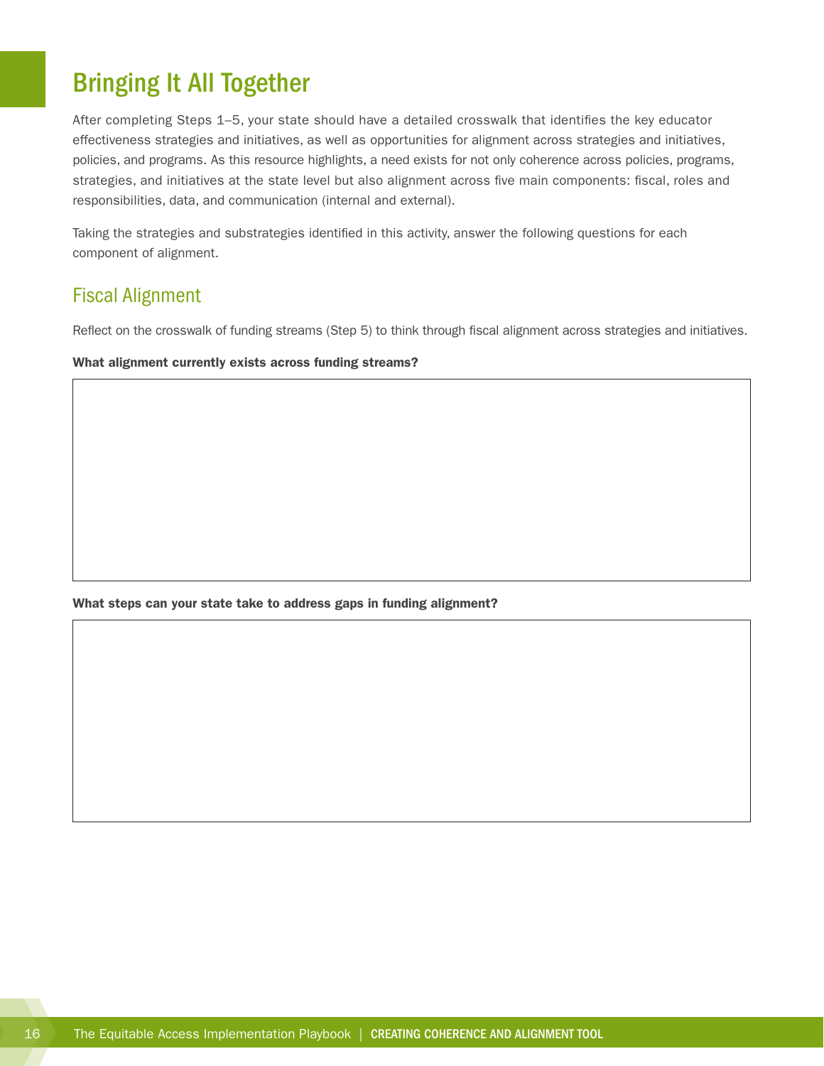# Bringing It All Together

After completing Steps 1–5, your state should have a detailed crosswalk that identifies the key educator effectiveness strategies and initiatives, as well as opportunities for alignment across strategies and initiatives, policies, and programs. As this resource highlights, a need exists for not only coherence across policies, programs, strategies, and initiatives at the state level but also alignment across five main components: fiscal, roles and responsibilities, data, and communication (internal and external).

Taking the strategies and substrategies identified in this activity, answer the following questions for each component of alignment.

## Fiscal Alignment

Reflect on the crosswalk of funding streams (Step 5) to think through fiscal alignment across strategies and initiatives.

**What alignment currently exists across funding streams?**

**What steps can your state take to address gaps in funding alignment?**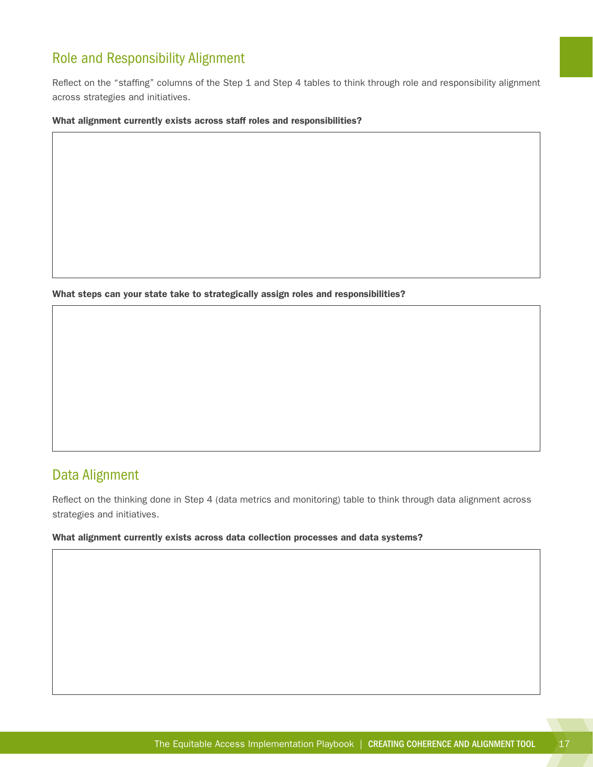## Role and Responsibility Alignment

Reflect on the "staffing" columns of the Step 1 and Step 4 tables to think through role and responsibility alignment across strategies and initiatives.

**What alignment currently exists across staff roles and responsibilities?**

**What steps can your state take to strategically assign roles and responsibilities?**

## Data Alignment

Reflect on the thinking done in Step 4 (data metrics and monitoring) table to think through data alignment across strategies and initiatives.

**What alignment currently exists across data collection processes and data systems?**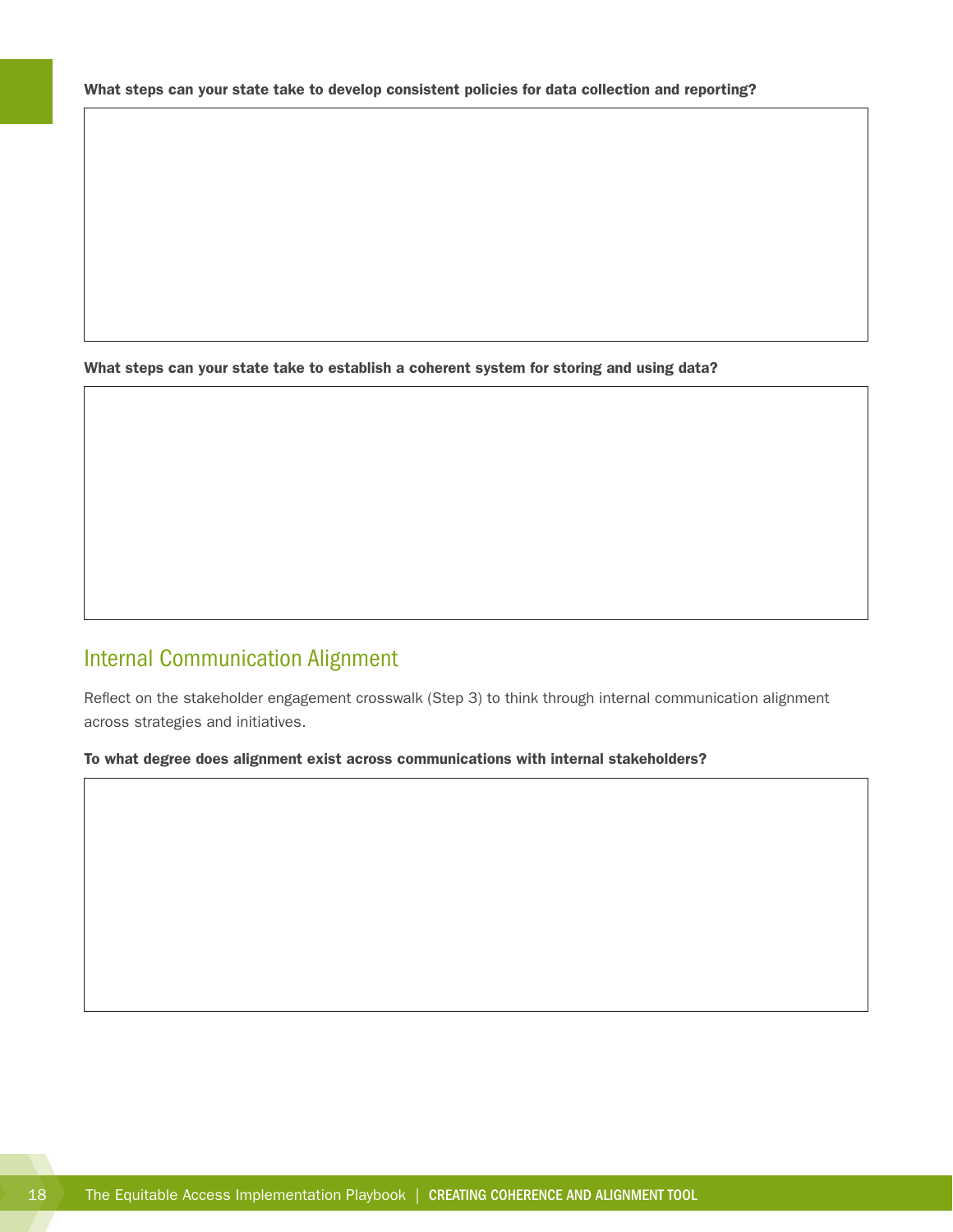**What steps can your state take to develop consistent policies for data collection and reporting?**

**What steps can your state take to establish a coherent system for storing and using data?**

## Internal Communication Alignment

Reflect on the stakeholder engagement crosswalk (Step 3) to think through internal communication alignment across strategies and initiatives.

**To what degree does alignment exist across communications with internal stakeholders?**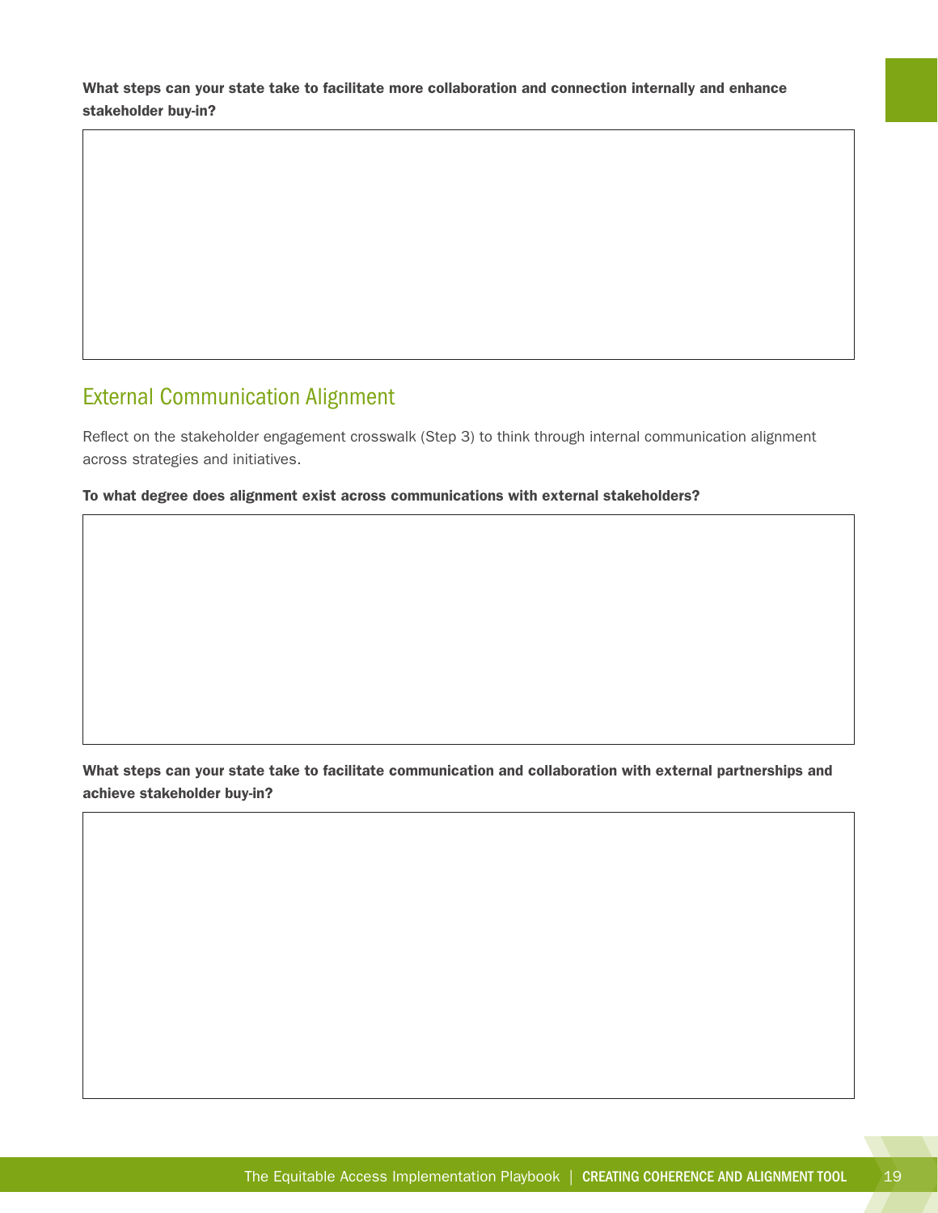**What steps can your state take to facilitate more collaboration and connection internally and enhance stakeholder buy-in?**

## External Communication Alignment

Reflect on the stakeholder engagement crosswalk (Step 3) to think through internal communication alignment across strategies and initiatives.

**To what degree does alignment exist across communications with external stakeholders?**

**What steps can your state take to facilitate communication and collaboration with external partnerships and achieve stakeholder buy-in?**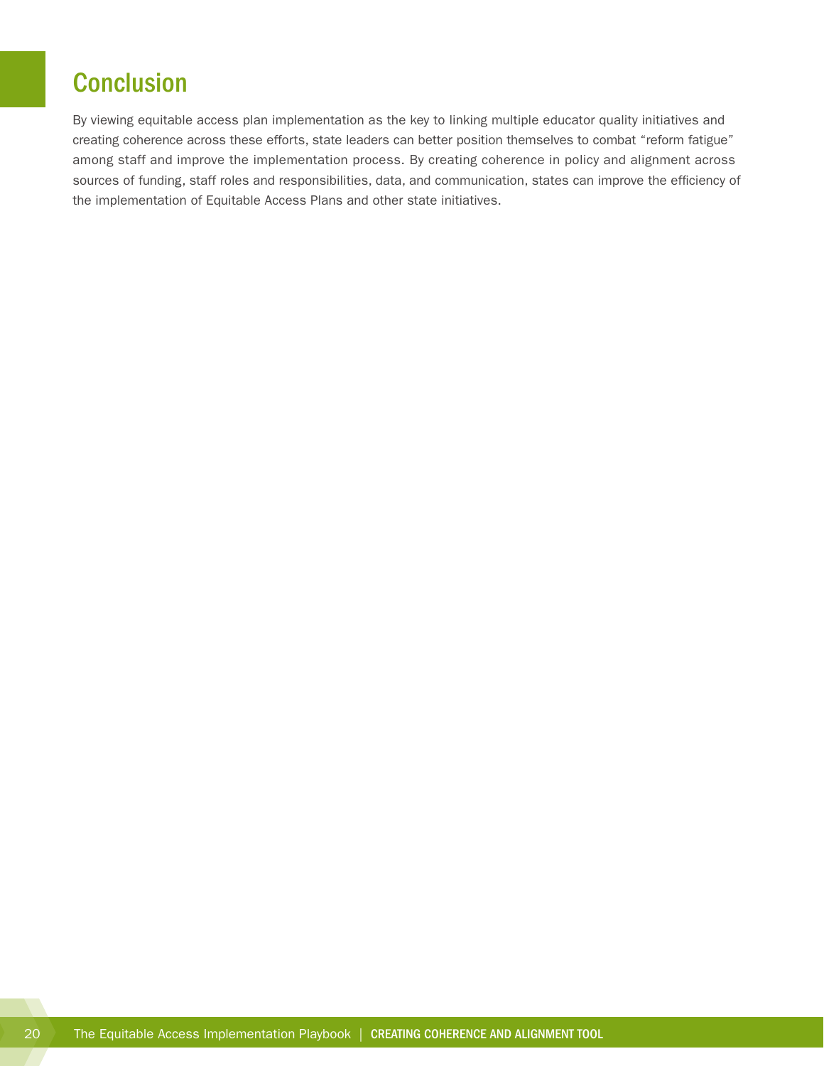## Conclusion

By viewing equitable access plan implementation as the key to linking multiple educator quality initiatives and creating coherence across these efforts, state leaders can better position themselves to combat "reform fatigue" among staff and improve the implementation process. By creating coherence in policy and alignment across sources of funding, staff roles and responsibilities, data, and communication, states can improve the efficiency of the implementation of Equitable Access Plans and other state initiatives.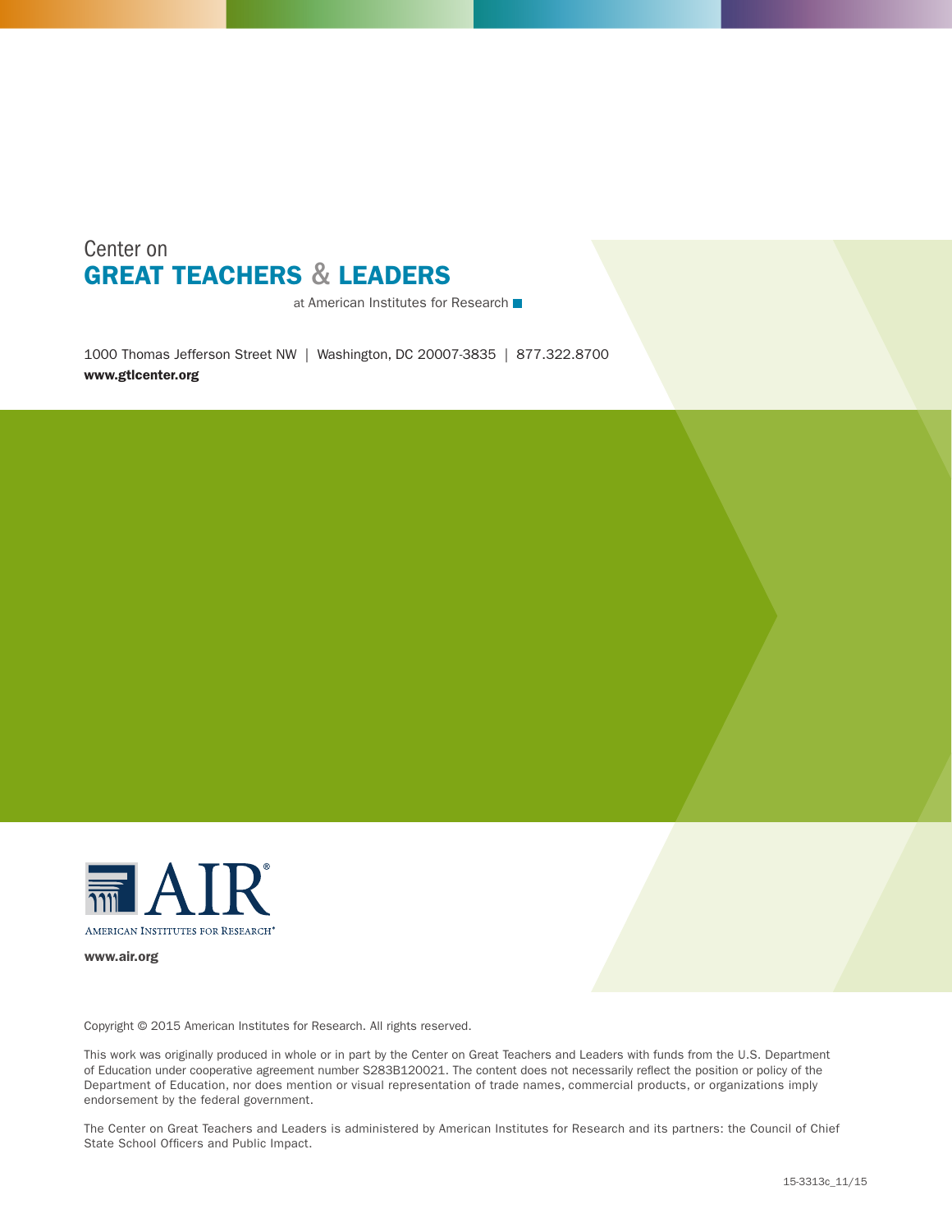Center on
**GREAT TEACHERS & LEADERS**
at American Institutes for Research

1000 Thomas Jefferson Street NW | Washington, DC 20007-3835 | 877.322.8700
**www.gtlcenter.org**

AIR®
AMERICAN INSTITUTES FOR RESEARCH®

**www.air.org**

Copyright © 2015 American Institutes for Research. All rights reserved.

This work was originally produced in whole or in part by the Center on Great Teachers and Leaders with funds from the U.S. Department of Education under cooperative agreement number S283B120021. The content does not necessarily reflect the position or policy of the Department of Education, nor does mention or visual representation of trade names, commercial products, or organizations imply endorsement by the federal government.

The Center on Great Teachers and Leaders is administered by American Institutes for Research and its partners: the Council of Chief State School Officers and Public Impact.

15-3313c_11/15